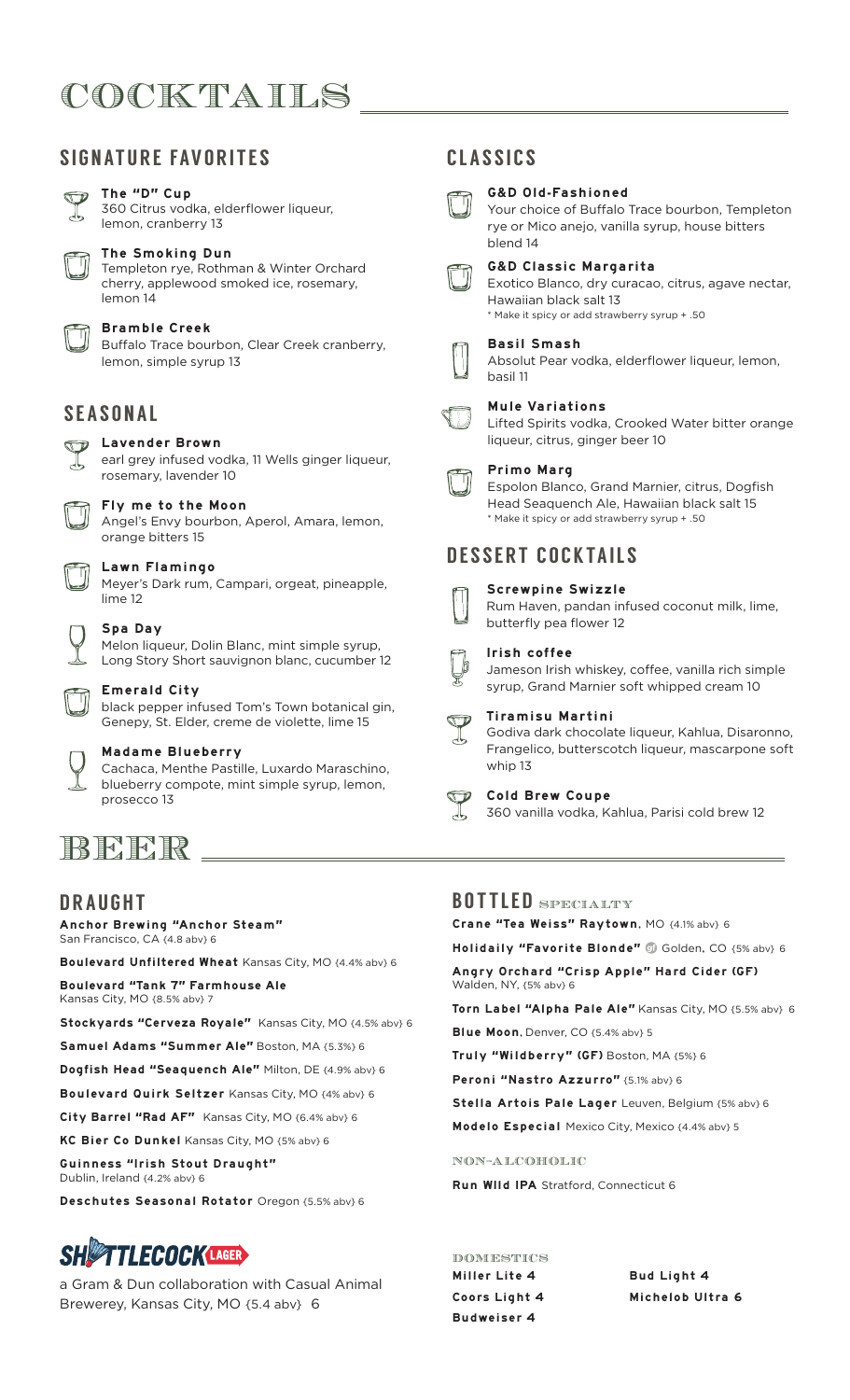# COCKTAILS

## SIGNATURE FAVORITES

**The "D" Cup**
360 Citrus vodka, elderflower liqueur, lemon, cranberry 13

**The Smoking Dun**
Templeton rye, Rothman & Winter Orchard cherry, applewood smoked ice, rosemary, lemon 14

**Bramble Creek**
Buffalo Trace bourbon, Clear Creek cranberry, lemon, simple syrup 13

## SEASONAL

**Lavender Brown**
earl grey infused vodka, 11 Wells ginger liqueur, rosemary, lavender 10

**Fly me to the Moon**
Angel's Envy bourbon, Aperol, Amara, lemon, orange bitters 15

**Lawn Flamingo**
Meyer's Dark rum, Campari, orgeat, pineapple, lime 12

**Spa Day**
Melon liqueur, Dolin Blanc, mint simple syrup, Long Story Short sauvignon blanc, cucumber 12

**Emerald City**
black pepper infused Tom's Town botanical gin, Genepy, St. Elder, creme de violette, lime 15

**Madame Blueberry**
Cachaca, Menthe Pastille, Luxardo Maraschino, blueberry compote, mint simple syrup, lemon, prosecco 13

## CLASSICS

**G&D Old-Fashioned**
Your choice of Buffalo Trace bourbon, Templeton rye or Mico anejo, vanilla syrup, house bitters blend 14

**G&D Classic Margarita**
Exotico Blanco, dry curacao, citrus, agave nectar, Hawaiian black salt 13
* Make it spicy or add strawberry syrup + .50

**Basil Smash**
Absolut Pear vodka, elderflower liqueur, lemon, basil 11

**Mule Variations**
Lifted Spirits vodka, Crooked Water bitter orange liqueur, citrus, ginger beer 10

**Primo Marg**
Espolon Blanco, Grand Marnier, citrus, Dogfish Head Seaquench Ale, Hawaiian black salt 15
* Make it spicy or add strawberry syrup + .50

## DESSERT COCKTAILS

**Screwpine Swizzle**
Rum Haven, pandan infused coconut milk, lime, butterfly pea flower 12

**Irish coffee**
Jameson Irish whiskey, coffee, vanilla rich simple syrup, Grand Marnier soft whipped cream 10

**Tiramisu Martini**
Godiva dark chocolate liqueur, Kahlua, Disaronno, Frangelico, butterscotch liqueur, mascarpone soft whip 13

**Cold Brew Coupe**
360 vanilla vodka, Kahlua, Parisi cold brew 12

# BEER

## DRAUGHT

**Anchor Brewing "Anchor Steam"** San Francisco, CA {4.8 abv} 6

**Boulevard Unfiltered Wheat** Kansas City, MO {4.4% abv} 6

**Boulevard "Tank 7" Farmhouse Ale** Kansas City, MO {8.5% abv} 7

**Stockyards "Cerveza Royale"** Kansas City, MO {4.5% abv} 6

**Samuel Adams "Summer Ale"** Boston, MA {5.3%} 6

**Dogfish Head "Seaquench Ale"** Milton, DE {4.9% abv} 6

**Boulevard Quirk Seltzer** Kansas City, MO {4% abv} 6

**City Barrel "Rad AF"** Kansas City, MO {6.4% abv} 6

**KC Bier Co Dunkel** Kansas City, MO {5% abv} 6

**Guinness "Irish Stout Draught"** Dublin, Ireland {4.2% abv} 6

**Deschutes Seasonal Rotator** Oregon {5.5% abv} 6

**SHUTTLECOCK LAGER**
a Gram & Dun collaboration with Casual Animal Brewerey, Kansas City, MO {5.4 abv} 6

## BOTTLED SPECIALTY

**Crane "Tea Weiss" Raytown**, MO {4.1% abv} 6

**Holidaily "Favorite Blonde"** (GF) Golden, CO {5% abv} 6

**Angry Orchard "Crisp Apple" Hard Cider (GF)** Walden, NY, {5% abv} 6

**Torn Label "Alpha Pale Ale"** Kansas City, MO {5.5% abv} 6

**Blue Moon**, Denver, CO {5.4% abv} 5

**Truly "Wildberry" (GF)** Boston, MA {5%} 6

**Peroni "Nastro Azzurro"** {5.1% abv} 6

**Stella Artois Pale Lager** Leuven, Belgium {5% abv} 6

**Modelo Especial** Mexico City, Mexico {4.4% abv} 5

### NON-ALCOHOLIC

**Run Wild IPA** Stratford, Connecticut 6

### DOMESTICS

**Miller Lite 4**

**Coors Light 4**

**Budweiser 4**

**Bud Light 4**

**Michelob Ultra 6**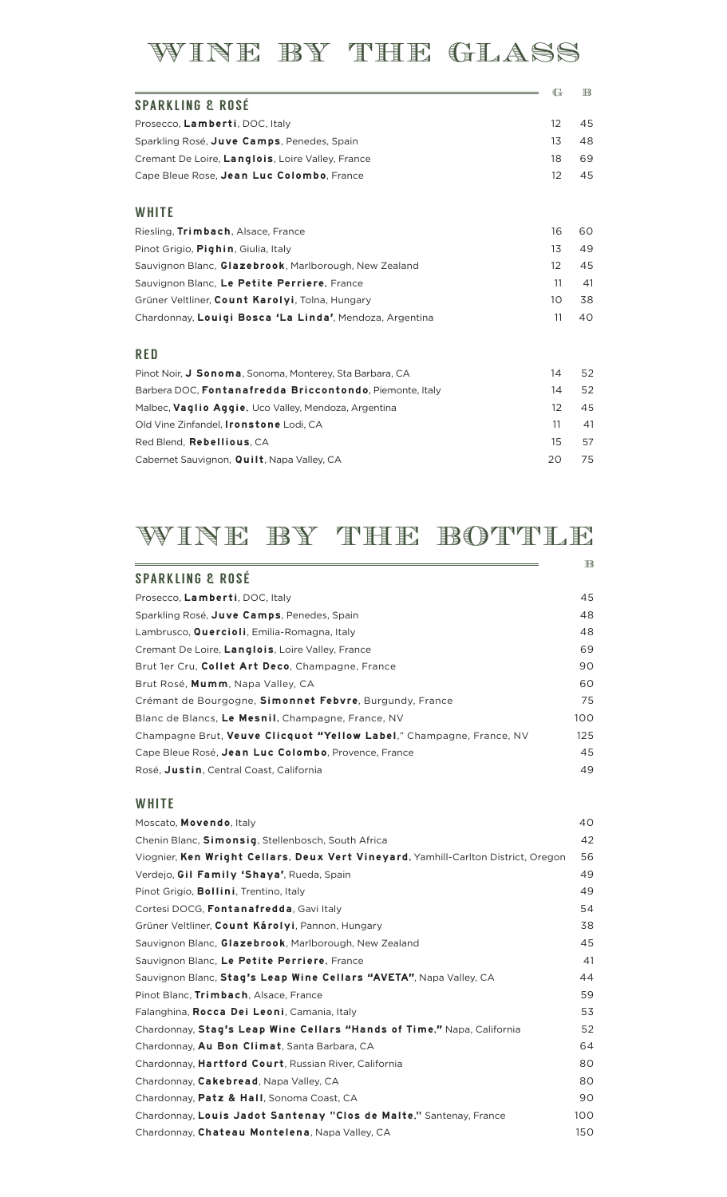# WINE BY THE GLASS

| SPARKLING & ROSÉ | G | B |
|---|---|---|
| Prosecco, **Lamberti**, DOC, Italy | 12 | 45 |
| Sparkling Rosé, **Juve Camps**, Penedes, Spain | 13 | 48 |
| Cremant De Loire, **Langlois**, Loire Valley, France | 18 | 69 |
| Cape Bleue Rose, **Jean Luc Colombo**, France | 12 | 45 |

| WHITE | G | B |
|---|---|---|
| Riesling, **Trimbach**, Alsace, France | 16 | 60 |
| Pinot Grigio, **Pighin**, Giulia, Italy | 13 | 49 |
| Sauvignon Blanc, **Glazebrook**, Marlborough, New Zealand | 12 | 45 |
| Sauvignon Blanc, **Le Petite Perriere**, France | 11 | 41 |
| Grüner Veltliner, **Count Karolyi**, Tolna, Hungary | 10 | 38 |
| Chardonnay, **Louigi Bosca 'La Linda'**, Mendoza, Argentina | 11 | 40 |

| RED | G | B |
|---|---|---|
| Pinot Noir, **J Sonoma**, Sonoma, Monterey, Sta Barbara, CA | 14 | 52 |
| Barbera DOC, **Fontanafredda Briccontondo**, Piemonte, Italy | 14 | 52 |
| Malbec, **Vaglio Aggie**, Uco Valley, Mendoza, Argentina | 12 | 45 |
| Old Vine Zinfandel, **Ironstone** Lodi, CA | 11 | 41 |
| Red Blend, **Rebellious**, CA | 15 | 57 |
| Cabernet Sauvignon, **Quilt**, Napa Valley, CA | 20 | 75 |

# WINE BY THE BOTTLE

| SPARKLING & ROSÉ | B |
|---|---|
| Prosecco, **Lamberti**, DOC, Italy | 45 |
| Sparkling Rosé, **Juve Camps**, Penedes, Spain | 48 |
| Lambrusco, **Quercioli**, Emilia-Romagna, Italy | 48 |
| Cremant De Loire, **Langlois**, Loire Valley, France | 69 |
| Brut 1er Cru, **Collet Art Deco**, Champagne, France | 90 |
| Brut Rosé, **Mumm**, Napa Valley, CA | 60 |
| Crémant de Bourgogne, **Simonnet Febvre**, Burgundy, France | 75 |
| Blanc de Blancs, **Le Mesnil**, Champagne, France, NV | 100 |
| Champagne Brut, **Veuve Clicquot "Yellow Label**," Champagne, France, NV | 125 |
| Cape Bleue Rosé, **Jean Luc Colombo**, Provence, France | 45 |
| Rosé, **Justin**, Central Coast, California | 49 |

| WHITE | B |
|---|---|
| Moscato, **Movendo**, Italy | 40 |
| Chenin Blanc, **Simonsig**, Stellenbosch, South Africa | 42 |
| Viognier, **Ken Wright Cellars, Deux Vert Vineyard**, Yamhill-Carlton District, Oregon | 56 |
| Verdejo, **Gil Family 'Shaya'**, Rueda, Spain | 49 |
| Pinot Grigio, **Bollini**, Trentino, Italy | 49 |
| Cortesi DOCG, **Fontanafredda**, Gavi Italy | 54 |
| Grüner Veltliner, **Count Károlyi**, Pannon, Hungary | 38 |
| Sauvignon Blanc, **Glazebrook**, Marlborough, New Zealand | 45 |
| Sauvignon Blanc, **Le Petite Perriere**, France | 41 |
| Sauvignon Blanc, **Stag's Leap Wine Cellars "AVETA"**, Napa Valley, CA | 44 |
| Pinot Blanc, **Trimbach**, Alsace, France | 59 |
| Falanghina, **Rocca Dei Leoni**, Camania, Italy | 53 |
| Chardonnay, **Stag's Leap Wine Cellars "Hands of Time**," Napa, California | 52 |
| Chardonnay, **Au Bon Climat**, Santa Barbara, CA | 64 |
| Chardonnay, **Hartford Court**, Russian River, California | 80 |
| Chardonnay, **Cakebread**, Napa Valley, CA | 80 |
| Chardonnay, **Patz & Hall**, Sonoma Coast, CA | 90 |
| Chardonnay, **Louis Jadot Santenay "Clos de Malte**," Santenay, France | 100 |
| Chardonnay, **Chateau Montelena**, Napa Valley, CA | 150 |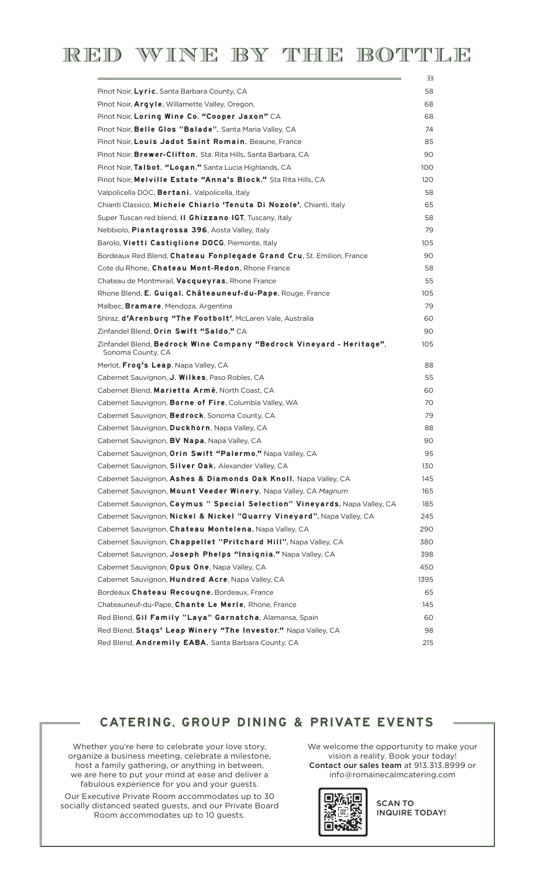# RED WINE BY THE BOTTLE

| | B |
|---|---|
| Pinot Noir, **Lyric**, Santa Barbara County, CA | 58 |
| Pinot Noir, **Argyle**, Willamette Valley, Oregon, | 68 |
| Pinot Noir, **Loring Wine Co. "Cooper Jaxon"** CA | 68 |
| Pinot Noir, **Belle Glos "Balade"**, Santa Maria Valley, CA | 74 |
| Pinot Noir, **Louis Jadot Saint Romain**, Beaune, France | 85 |
| Pinot Noir, **Brewer-Clifton**, Sta. Rita Hills, Santa Barbara, CA | 90 |
| Pinot Noir, **Talbot, "Logan,"** Santa Lucia Highlands, CA | 100 |
| Pinot Noir, **Melville Estate "Anna's Block,"** Sta Rita Hills, CA | 120 |
| Valpolicella DOC, **Bertani**, Valpolicella, Italy | 58 |
| Chianti Classico, **Michele Chiarlo 'Tenuta Di Nozole'**, Chianti, Italy | 65 |
| Super Tuscan red blend, **il Ghizzano IGT**, Tuscany, Italy | 58 |
| Nebbiolo, **Piantagrossa 396**, Aosta Valley, Italy | 79 |
| Barolo, **Vietti Castiglione DOCG**, Piemonte, Italy | 105 |
| Bordeaux Red Blend, **Chateau Fonplegade Grand Cru**, St. Emilion, France | 90 |
| Cote du Rhone, **Chateau Mont-Redon**, Rhone France | 58 |
| Chateau de Montmirail, **Vacqueyras**, Rhone France | 55 |
| Rhone Blend, **E. Guigal, Châteauneuf-du-Pape**, Rouge, France | 105 |
| Malbec, **Bramare**, Mendoza, Argentina | 79 |
| Shiraz, **d'Arenburg "The Footbolt'**, McLaren Vale, Australia | 60 |
| Zinfandel Blend, **Orin Swift "Saldo,"** CA | 90 |
| Zinfandel Blend, **Bedrock Wine Company "Bedrock Vineyard - Heritage"**, Sonoma County, CA | 105 |
| Merlot, **Frog's Leap**, Napa Valley, CA | 88 |
| Cabernet Sauvignon, **J. Wilkes**, Paso Robles, CA | 55 |
| Cabernet Blend, **Marietta Armé**, North Coast, CA | 60 |
| Cabernet Sauvignon, **Borne of Fire**, Columbia Valley, WA | 70 |
| Cabernet Sauvignon, **Bedrock**, Sonoma County, CA | 79 |
| Cabernet Sauvignon, **Duckhorn**, Napa Valley, CA | 88 |
| Cabernet Sauvignon, **BV Napa**, Napa Valley, CA | 90 |
| Cabernet Sauvignon, **Orin Swift "Palermo,"** Napa Valley, CA | 95 |
| Cabernet Sauvignon, **Silver Oak**, Alexander Valley, CA | 130 |
| Cabernet Sauvignon, **Ashes & Diamonds Oak Knoll**, Napa Valley, CA | 145 |
| Cabernet Sauvignon, **Mount Veeder Winery**, Napa Valley, CA *Magnum* | 165 |
| Cabernet Sauvignon, **Caymus " Special Selection" Vineyards**, Napa Valley, CA | 185 |
| Cabernet Sauvignon, **Nickel & Nickel "Quarry Vineyard"**, Napa Valley, CA | 245 |
| Cabernet Sauvignon, **Chateau Montelena**, Napa Valley, CA | 290 |
| Cabernet Sauvignon, **Chappellet "Pritchard Hill"**, Napa Valley, CA | 380 |
| Cabernet Sauvignon, **Joseph Phelps "Insignia,"** Napa Valley, CA | 398 |
| Cabernet Sauvignon, **Opus One**, Napa Valley, CA | 450 |
| Cabernet Sauvignon, **Hundred Acre**, Napa Valley, CA | 1395 |
| Bordeaux **Chateau Recougne**, Bordeaux, France | 65 |
| Chateauneuf-du-Pape, **Chante Le Merle**, Rhone, France | 145 |
| Red Blend, **Gil Family "Laya" Garnatcha**, Alamansa, Spain | 60 |
| Red Blend, **Stags' Leap Winery "The Investor,"** Napa Valley, CA | 98 |
| Red Blend, **Andremily EABA**, Santa Barbara County, CA | 215 |

## CATERING, GROUP DINING & PRIVATE EVENTS

Whether you're here to celebrate your love story, organize a business meeting, celebrate a milestone, host a family gathering, or anything in between, we are here to put your mind at ease and deliver a fabulous experience for you and your guests.

Our Executive Private Room accommodates up to 30 socially distanced seated guests, and our Private Board Room accommodates up to 10 guests.

We welcome the opportunity to make your vision a reality. Book your today! **Contact our sales team** at 913.313.8999 or info@romainecalmcatering.com

SCAN TO INQUIRE TODAY!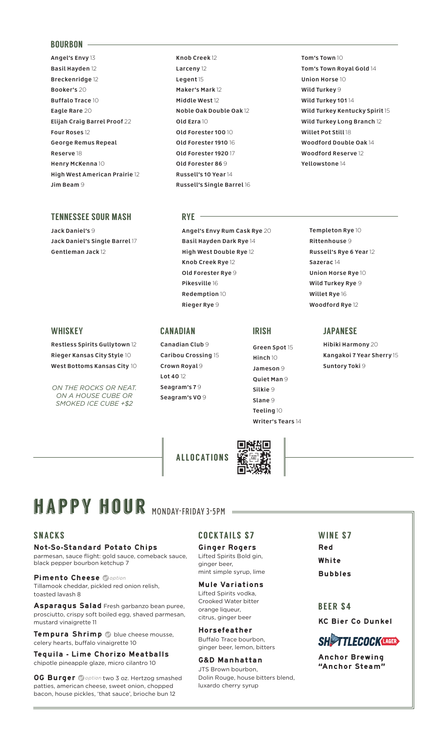## BOURBON

**Angel's Envy** 13
**Basil Hayden** 12
**Breckenridge** 12
**Booker's** 20
**Buffalo Trace** 10
**Eagle Rare** 20
**Elijah Craig Barrel Proof** 22
**Four Roses** 12
**George Remus Repeal Reserve** 18
**Henry McKenna** 10
**High West American Prairie** 12
**Jim Beam** 9
**Knob Creek** 12
**Larceny** 12
**Legent** 15
**Maker's Mark** 12
**Middle West** 12
**Noble Oak Double Oak** 12
**Old Ezra** 10
**Old Forester 100** 10
**Old Forester 1910** 16
**Old Forester 1920** 17
**Old Forester 86** 9
**Russell's 10 Year** 14
**Russell's Single Barrel** 16
**Tom's Town** 10
**Tom's Town Royal Gold** 14
**Union Horse** 10
**Wild Turkey** 9
**Wild Turkey 101** 14
**Wild Turkey Kentucky Spirit** 15
**Wild Turkey Long Branch** 12
**Willet Pot Still** 18
**Woodford Double Oak** 14
**Woodford Reserve** 12
**Yellowstone** 14

## TENNESSEE SOUR MASH

**Jack Daniel's** 9
**Jack Daniel's Single Barrel** 17
**Gentleman Jack** 12

## RYE

**Angel's Envy Rum Cask Rye** 20
**Basil Hayden Dark Rye** 14
**High West Double Rye** 12
**Knob Creek Rye** 12
**Old Forester Rye** 9
**Pikesville** 16
**Redemption** 10
**Rieger Rye** 9
**Templeton Rye** 10
**Rittenhouse** 9
**Russell's Rye 6 Year** 12
**Sazerac** 14
**Union Horse Rye** 10
**Wild Turkey Rye** 9
**Willet Rye** 16
**Woodford Rye** 12

## WHISKEY

**Restless Spirits Gullytown** 12
**Rieger Kansas City Style** 10
**West Bottoms Kansas City** 10

*ON THE ROCKS OR NEAT. ON A HOUSE CUBE OR SMOKED ICE CUBE +$2*

## CANADIAN

**Canadian Club** 9
**Caribou Crossing** 15
**Crown Royal** 9
**Lot 40** 12
**Seagram's 7** 9
**Seagram's VO** 9

## IRISH

**Green Spot** 15
**Hinch** 10
**Jameson** 9
**Quiet Man** 9
**Silkie** 9
**Slane** 9
**Teeling** 10
**Writer's Tears** 14

## JAPANESE

**Hibiki Harmony** 20
**Kangakoi 7 Year Sherry** 15
**Suntory Toki** 9

## ALLOCATIONS

# HAPPY HOUR MONDAY-FRIDAY 3-5PM

## SNACKS

**Not-So-Standard Potato Chips**
parmesan, sauce flight: gold sauce, comeback sauce, black pepper bourbon ketchup 7

**Pimento Cheese** *gf option*
Tillamook cheddar, pickled red onion relish, toasted lavash 8

**Asparagus Salad** Fresh garbanzo bean puree, prosciutto, crispy soft boiled egg, shaved parmesan, mustard vinaigrette 11

**Tempura Shrimp** *gf* blue cheese mousse, celery hearts, buffalo vinaigrette 10

**Tequila - Lime Chorizo Meatballs**
chipotle pineapple glaze, micro cilantro 10

**OG Burger** *gf option* two 3 oz. Hertzog smashed patties, american cheese, sweet onion, chopped bacon, house pickles, 'that sauce', brioche bun 12

## COCKTAILS $7

**Ginger Rogers**
Lifted Spirits Bold gin, ginger beer, mint simple syrup, lime

**Mule Variations**
Lifted Spirits vodka, Crooked Water bitter orange liqueur, citrus, ginger beer

**Horsefeather**
Buffalo Trace bourbon, ginger beer, lemon, bitters

**G&D Manhattan**
JTS Brown bourbon, Dolin Rouge, house bitters blend, luxardo cherry syrup

## WINE $7

**Red**
**White**
**Bubbles**

## BEER $4

**KC Bier Co Dunkel**
**Shuttlecock Lager**
**Anchor Brewing "Anchor Steam"**